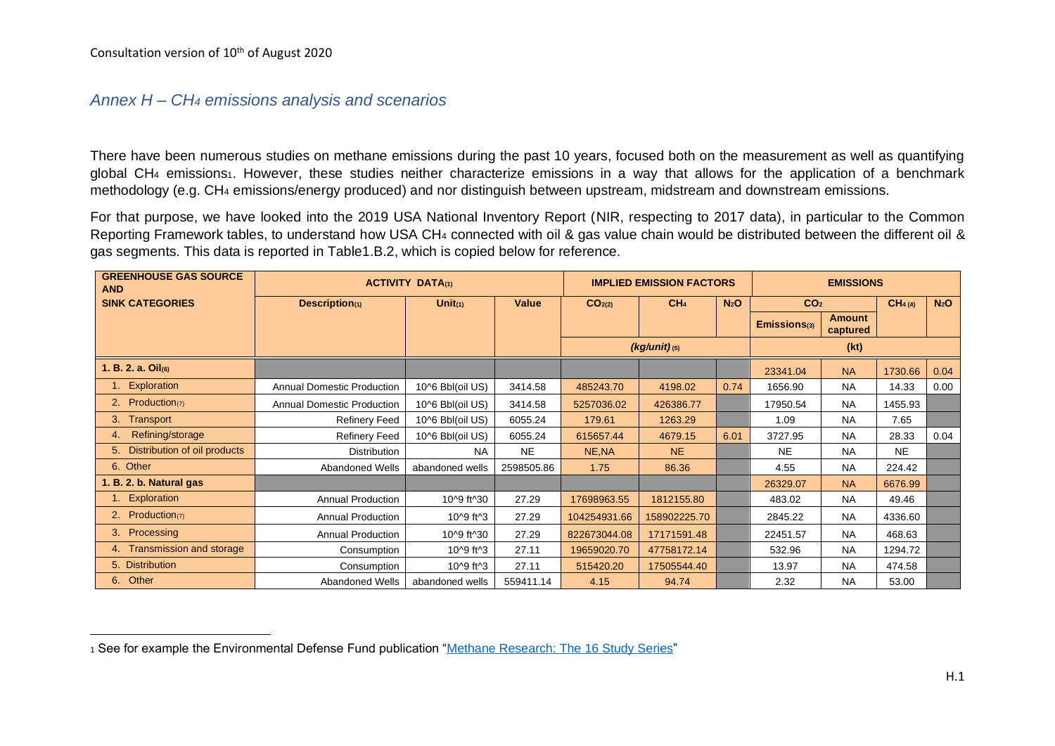## *Annex H – $CH_4$ emissions analysis and scenarios*

There have been numerous studies on methane emissions during the past 10 years, focused both on the measurement as well as quantifying global $CH_4$ emissions[1]. However, these studies neither characterize emissions in a way that allows for the application of a benchmark methodology (e.g. $CH_4$ emissions/energy produced) and nor distinguish between upstream, midstream and downstream emissions.

For that purpose, we have looked into the 2019 USA National Inventory Report (NIR, respecting to 2017 data), in particular to the Common Reporting Framework tables, to understand how USA $CH_4$ connected with oil & gas value chain would be distributed between the different oil & gas segments. This data is reported in Table1.B.2, which is copied below for reference.

| GREENHOUSE GAS SOURCE AND SINK CATEGORIES | ACTIVITY DATA(1) | | | IMPLIED EMISSION FACTORS | | | EMISSIONS | | | |
|---|---|---|---|---|---|---|---|---|---|---|
| | Description(1) | Unit(1) | Value | $CO_2$(2) | $CH_4$ | $N_2O$ | $CO_2$ | | $CH_4$ (4) | $N_2O$ |
| | | | | | | | Emissions(3) | Amount captured | | |
| | | | | (kg/unit) (5) | | | (kt) | | | |
| 1. B. 2. a. Oil(6) | | | | | | | 23341.04 | NA | 1730.66 | 0.04 |
| 1. Exploration | Annual Domestic Production | 10^6 Bbl(oil US) | 3414.58 | 485243.70 | 4198.02 | 0.74 | 1656.90 | NA | 14.33 | 0.00 |
| 2. Production(7) | Annual Domestic Production | 10^6 Bbl(oil US) | 3414.58 | 5257036.02 | 426386.77 | | 17950.54 | NA | 1455.93 | |
| 3. Transport | Refinery Feed | 10^6 Bbl(oil US) | 6055.24 | 179.61 | 1263.29 | | 1.09 | NA | 7.65 | |
| 4. Refining/storage | Refinery Feed | 10^6 Bbl(oil US) | 6055.24 | 615657.44 | 4679.15 | 6.01 | 3727.95 | NA | 28.33 | 0.04 |
| 5. Distribution of oil products | Distribution | NA | NE | NE,NA | NE | | NE | NA | NE | |
| 6. Other | Abandoned Wells | abandoned wells | 2598505.86 | 1.75 | 86.36 | | 4.55 | NA | 224.42 | |
| 1. B. 2. b. Natural gas | | | | | | | 26329.07 | NA | 6676.99 | |
| 1. Exploration | Annual Production | 10^9 ft^30 | 27.29 | 17698963.55 | 1812155.80 | | 483.02 | NA | 49.46 | |
| 2. Production(7) | Annual Production | 10^9 ft^3 | 27.29 | 104254931.66 | 158902225.70 | | 2845.22 | NA | 4336.60 | |
| 3. Processing | Annual Production | 10^9 ft^30 | 27.29 | 822673044.08 | 17171591.48 | | 22451.57 | NA | 468.63 | |
| 4. Transmission and storage | Consumption | 10^9 ft^3 | 27.11 | 19659020.70 | 47758172.14 | | 532.96 | NA | 1294.72 | |
| 5. Distribution | Consumption | 10^9 ft^3 | 27.11 | 515420.20 | 17505544.40 | | 13.97 | NA | 474.58 | |
| 6. Other | Abandoned Wells | abandoned wells | 559411.14 | 4.15 | 94.74 | | 2.32 | NA | 53.00 | |

[1] See for example the Environmental Defense Fund publication "Methane Research: The 16 Study Series"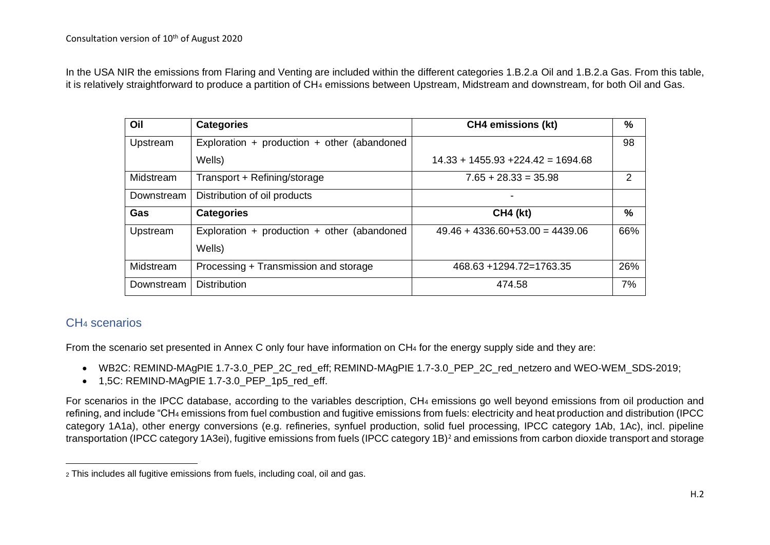In the USA NIR the emissions from Flaring and Venting are included within the different categories 1.B.2.a Oil and 1.B.2.a Gas. From this table, it is relatively straightforward to produce a partition of $CH_4$ emissions between Upstream, Midstream and downstream, for both Oil and Gas.

| Oil | Categories | CH4 emissions (kt) | % |
|---|---|---|---|
| Upstream | Exploration + production + other (abandoned Wells) | 14.33 + 1455.93 +224.42 = 1694.68 | 98 |
| Midstream | Transport + Refining/storage | 7.65 + 28.33 = 35.98 | 2 |
| Downstream | Distribution of oil products | - | |
| **Gas** | **Categories** | **CH4 (kt)** | **%** |
| Upstream | Exploration + production + other (abandoned Wells) | 49.46 + 4336.60+53.00 = 4439.06 | 66% |
| Midstream | Processing + Transmission and storage | 468.63 +1294.72=1763.35 | 26% |
| Downstream | Distribution | 474.58 | 7% |

## $CH_4$ scenarios

From the scenario set presented in Annex C only four have information on $CH_4$ for the energy supply side and they are:

- WB2C: REMIND-MAgPIE 1.7-3.0_PEP_2C_red_eff; REMIND-MAgPIE 1.7-3.0_PEP_2C_red_netzero and WEO-WEM_SDS-2019;
- 1,5C: REMIND-MAgPIE 1.7-3.0_PEP_1p5_red_eff.

For scenarios in the IPCC database, according to the variables description, $CH_4$ emissions go well beyond emissions from oil production and refining, and include "$CH_4$ emissions from fuel combustion and fugitive emissions from fuels: electricity and heat production and distribution (IPCC category 1A1a), other energy conversions (e.g. refineries, synfuel production, solid fuel processing, IPCC category 1Ab, 1Ac), incl. pipeline transportation (IPCC category 1A3ei), fugitive emissions from fuels (IPCC category 1B)[2] and emissions from carbon dioxide transport and storage

[2] This includes all fugitive emissions from fuels, including coal, oil and gas.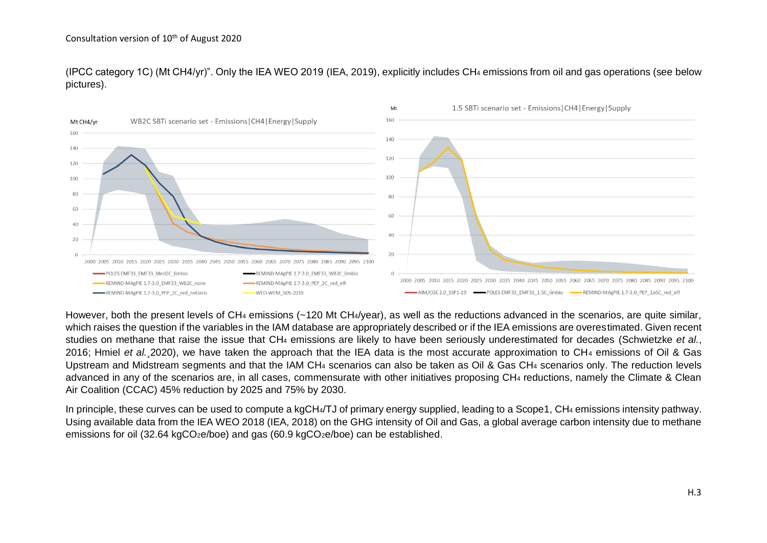(IPCC category 1C) (Mt $CH_4$/yr)". Only the IEA WEO 2019 (IEA, 2019), explicitly includes $CH_4$ emissions from oil and gas operations (see below pictures).

Mt CH4/yr

WB2C SBTi scenario set - Emissions|CH4|Energy|Supply

160
140
120
100
80
60
40
20
0

2000 2005 2010 2015 2020 2025 2030 2035 2040 2045 2050 2055 2060 2065 2070 2075 2080 2085 2090 2095 2100

POLES EMF33_EMF33_Med2C_limbio
REMIND-MAgPIE 1.7-3.0_EMF33_WB2C_limbio
REMIND-MAgPIE 1.7-3.0_EMF33_WB2C_none
REMIND-MAgPIE 1.7-3.0_PEP_2C_red_eff
REMIND-MAgPIE 1.7-3.0_PEP_2C_red_netzero
WEO-WEM_SDS-2019

Mt

1.5 SBTi scenario set - Emissions|CH4|Energy|Supply

160
140
120
100
80
60
40
20
0

2000 2005 2010 2015 2020 2025 2030 2035 2040 2045 2050 2055 2060 2065 2070 2075 2080 2085 2090 2095 2100

AIM/CGE 2.0_SSP1-19
POLES EMF33_EMF33_1.5C_limbio
REMIND-MAgPIE 1.7-3.0_PEP_1p5C_red_eff

However, both the present levels of $CH_4$ emissions (~120 Mt $CH_4$/year), as well as the reductions advanced in the scenarios, are quite similar, which raises the question if the variables in the IAM database are appropriately described or if the IEA emissions are overestimated. Given recent studies on methane that raise the issue that $CH_4$ emissions are likely to have been seriously underestimated for decades (Schwietzke *et al.*, 2016; Hmiel *et al.*¸2020), we have taken the approach that the IEA data is the most accurate approximation to $CH_4$ emissions of Oil & Gas Upstream and Midstream segments and that the IAM $CH_4$ scenarios can also be taken as Oil & Gas $CH_4$ scenarios only. The reduction levels advanced in any of the scenarios are, in all cases, commensurate with other initiatives proposing $CH_4$ reductions, namely the Climate & Clean Air Coalition (CCAC) 45% reduction by 2025 and 75% by 2030.

In principle, these curves can be used to compute a kg$CH_4$/TJ of primary energy supplied, leading to a Scope1, $CH_4$ emissions intensity pathway. Using available data from the IEA WEO 2018 (IEA, 2018) on the GHG intensity of Oil and Gas, a global average carbon intensity due to methane emissions for oil (32.64 kg$CO_2$e/boe) and gas (60.9 kg$CO_2$e/boe) can be established.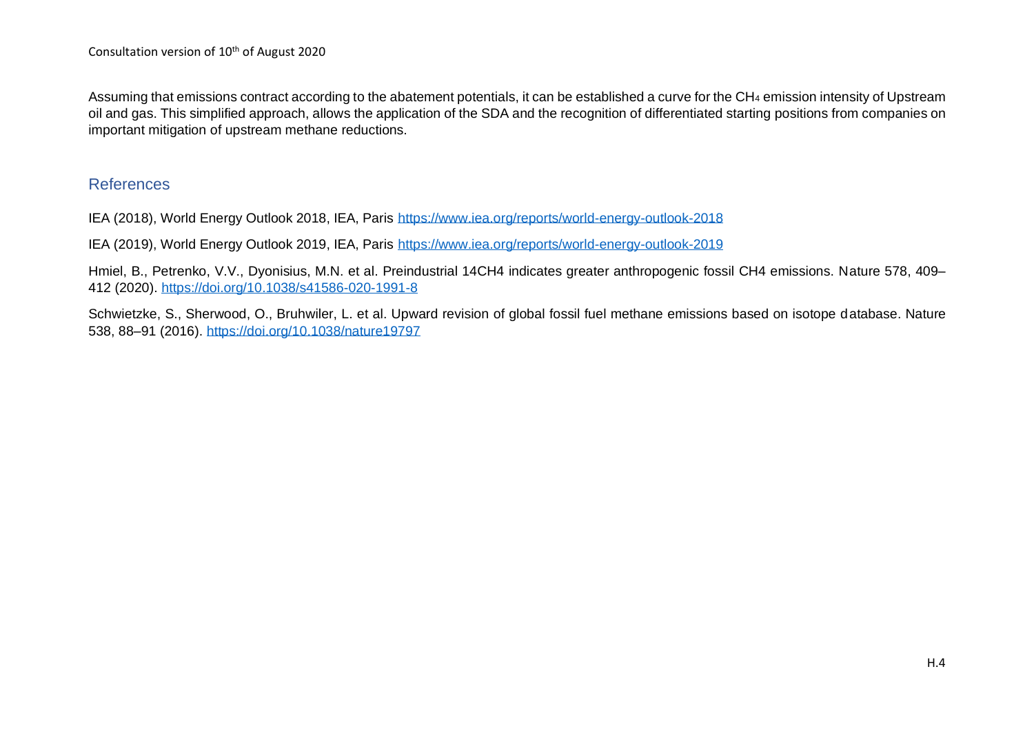Assuming that emissions contract according to the abatement potentials, it can be established a curve for the $CH_4$ emission intensity of Upstream oil and gas. This simplified approach, allows the application of the SDA and the recognition of differentiated starting positions from companies on important mitigation of upstream methane reductions.

## References

IEA (2018), World Energy Outlook 2018, IEA, Paris https://www.iea.org/reports/world-energy-outlook-2018

IEA (2019), World Energy Outlook 2019, IEA, Paris https://www.iea.org/reports/world-energy-outlook-2019

Hmiel, B., Petrenko, V.V., Dyonisius, M.N. et al. Preindustrial 14CH4 indicates greater anthropogenic fossil CH4 emissions. Nature 578, 409–412 (2020). https://doi.org/10.1038/s41586-020-1991-8

Schwietzke, S., Sherwood, O., Bruhwiler, L. et al. Upward revision of global fossil fuel methane emissions based on isotope database. Nature 538, 88–91 (2016). https://doi.org/10.1038/nature19797